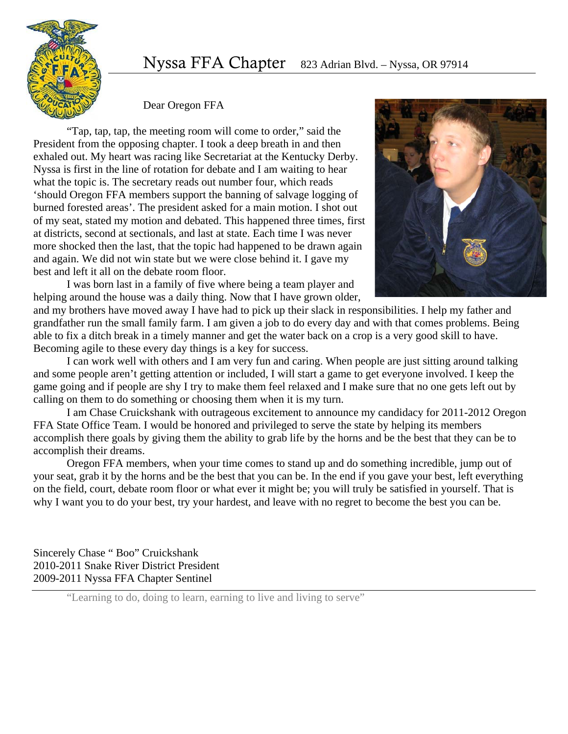# Nyssa FFA Chapter

823 Adrian Blvd. – Nyssa, OR 97914

Dear Oregon FFA

"Tap, tap, tap, the meeting room will come to order," said the President from the opposing chapter. I took a deep breath in and then exhaled out. My heart was racing like Secretariat at the Kentucky Derby. Nyssa is first in the line of rotation for debate and I am waiting to hear what the topic is. The secretary reads out number four, which reads 'should Oregon FFA members support the banning of salvage logging of burned forested areas'. The president asked for a main motion. I shot out of my seat, stated my motion and debated. This happened three times, first at districts, second at sectionals, and last at state. Each time I was never more shocked then the last, that the topic had happened to be drawn again and again. We did not win state but we were close behind it. I gave my best and left it all on the debate room floor.

I was born last in a family of five where being a team player and helping around the house was a daily thing. Now that I have grown older, and my brothers have moved away I have had to pick up their slack in responsibilities. I help my father and grandfather run the small family farm. I am given a job to do every day and with that comes problems. Being able to fix a ditch break in a timely manner and get the water back on a crop is a very good skill to have. Becoming agile to these every day things is a key for success.

I can work well with others and I am very fun and caring. When people are just sitting around talking and some people aren't getting attention or included, I will start a game to get everyone involved. I keep the game going and if people are shy I try to make them feel relaxed and I make sure that no one gets left out by calling on them to do something or choosing them when it is my turn.

I am Chase Cruickshank with outrageous excitement to announce my candidacy for 2011-2012 Oregon FFA State Office Team. I would be honored and privileged to serve the state by helping its members accomplish there goals by giving them the ability to grab life by the horns and be the best that they can be to accomplish their dreams.

Oregon FFA members, when your time comes to stand up and do something incredible, jump out of your seat, grab it by the horns and be the best that you can be. In the end if you gave your best, left everything on the field, court, debate room floor or what ever it might be; you will truly be satisfied in yourself. That is why I want you to do your best, try your hardest, and leave with no regret to become the best you can be.

Sincerely Chase " Boo" Cruickshank
2010-2011 Snake River District President
2009-2011 Nyssa FFA Chapter Sentinel

"Learning to do, doing to learn, earning to live and living to serve"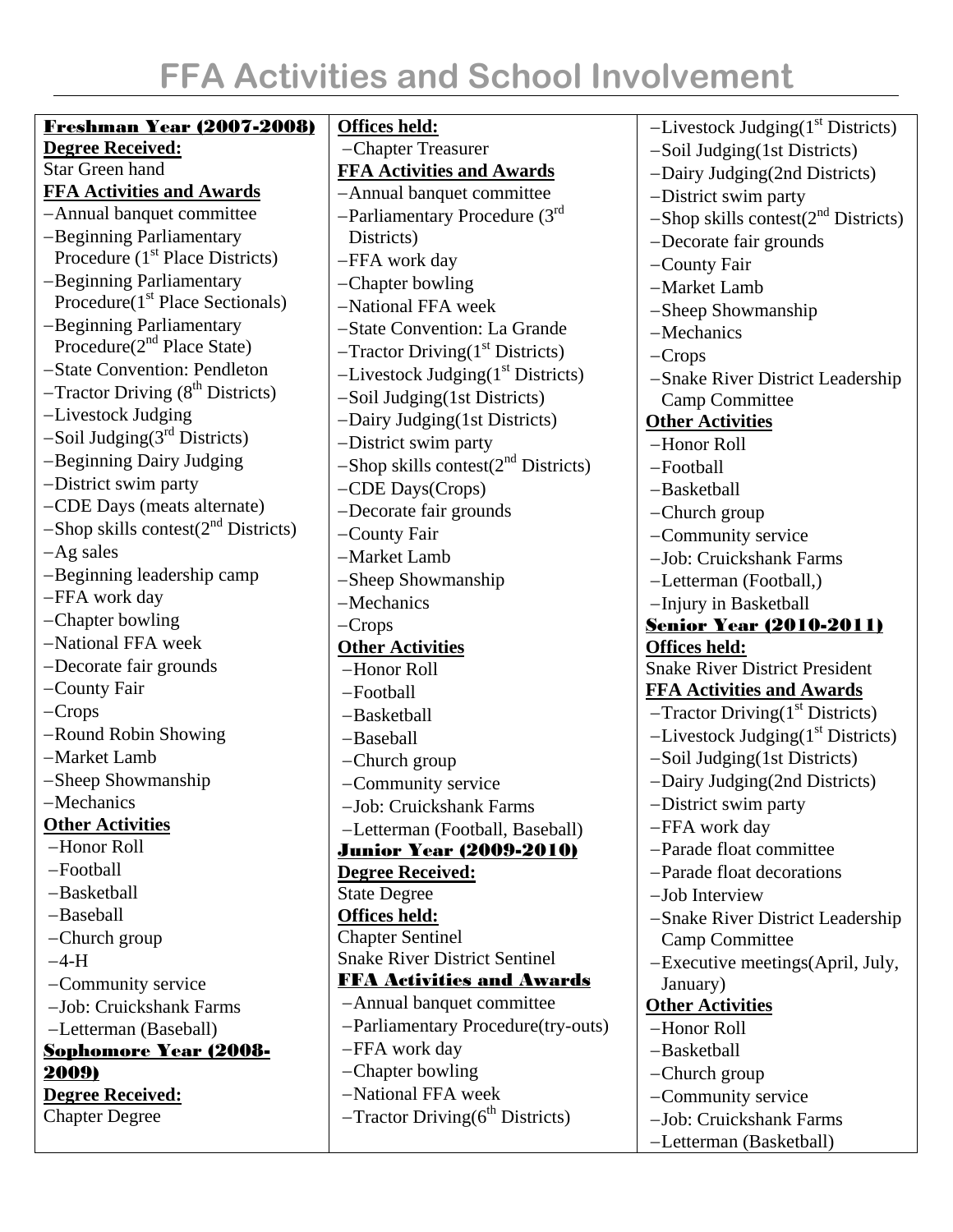# FFA Activities and School Involvement

## Freshman Year (2007-2008)

**Degree Received:**

Star Green hand

**FFA Activities and Awards**

- Annual banquet committee
- Beginning Parliamentary Procedure (1st Place Districts)
- Beginning Parliamentary Procedure(1st Place Sectionals)
- Beginning Parliamentary Procedure(2nd Place State)
- State Convention: Pendleton
- Tractor Driving (8th Districts)
- Livestock Judging
- Soil Judging(3rd Districts)
- Beginning Dairy Judging
- District swim party
- CDE Days (meats alternate)
- Shop skills contest(2nd Districts)
- Ag sales
- Beginning leadership camp
- FFA work day
- Chapter bowling
- National FFA week
- Decorate fair grounds
- County Fair
- Crops
- Round Robin Showing
- Market Lamb
- Sheep Showmanship
- Mechanics

**Other Activities**

- Honor Roll
- Football
- Basketball
- Baseball
- Church group
- 4-H
- Community service
- Job: Cruickshank Farms
- Letterman (Baseball)

## Sophomore Year (2008-2009)

**Degree Received:**

Chapter Degree

**Offices held:**

- Chapter Treasurer

**FFA Activities and Awards**

- Annual banquet committee
- Parliamentary Procedure (3rd Districts)
- FFA work day
- Chapter bowling
- National FFA week
- State Convention: La Grande
- Tractor Driving(1st Districts)
- Livestock Judging(1st Districts)
- Soil Judging(1st Districts)
- Dairy Judging(1st Districts)
- District swim party
- Shop skills contest(2nd Districts)
- CDE Days(Crops)
- Decorate fair grounds
- County Fair
- Market Lamb
- Sheep Showmanship
- Mechanics
- Crops

**Other Activities**

- Honor Roll
- Football
- Basketball
- Baseball
- Church group
- Community service
- Job: Cruickshank Farms
- Letterman (Football, Baseball)

## Junior Year (2009-2010)

**Degree Received:**

State Degree

**Offices held:**

Chapter Sentinel

Snake River District Sentinel

**FFA Activities and Awards**

- Annual banquet committee
- Parliamentary Procedure(try-outs)
- FFA work day
- Chapter bowling
- National FFA week
- Tractor Driving(6th Districts)
- Livestock Judging(1st Districts)
- Soil Judging(1st Districts)
- Dairy Judging(2nd Districts)
- District swim party
- Shop skills contest(2nd Districts)
- Decorate fair grounds
- County Fair
- Market Lamb
- Sheep Showmanship
- Mechanics
- Crops
- Snake River District Leadership Camp Committee

**Other Activities**

- Honor Roll
- Football
- Basketball
- Church group
- Community service
- Job: Cruickshank Farms
- Letterman (Football,)
- Injury in Basketball

## Senior Year (2010-2011)

**Offices held:**

Snake River District President

**FFA Activities and Awards**

- Tractor Driving(1st Districts)
- Livestock Judging(1st Districts)
- Soil Judging(1st Districts)
- Dairy Judging(2nd Districts)
- District swim party
- FFA work day
- Parade float committee
- Parade float decorations
- Job Interview
- Snake River District Leadership Camp Committee
- Executive meetings(April, July, January)

**Other Activities**

- Honor Roll
- Basketball
- Church group
- Community service
- Job: Cruickshank Farms
- Letterman (Basketball)